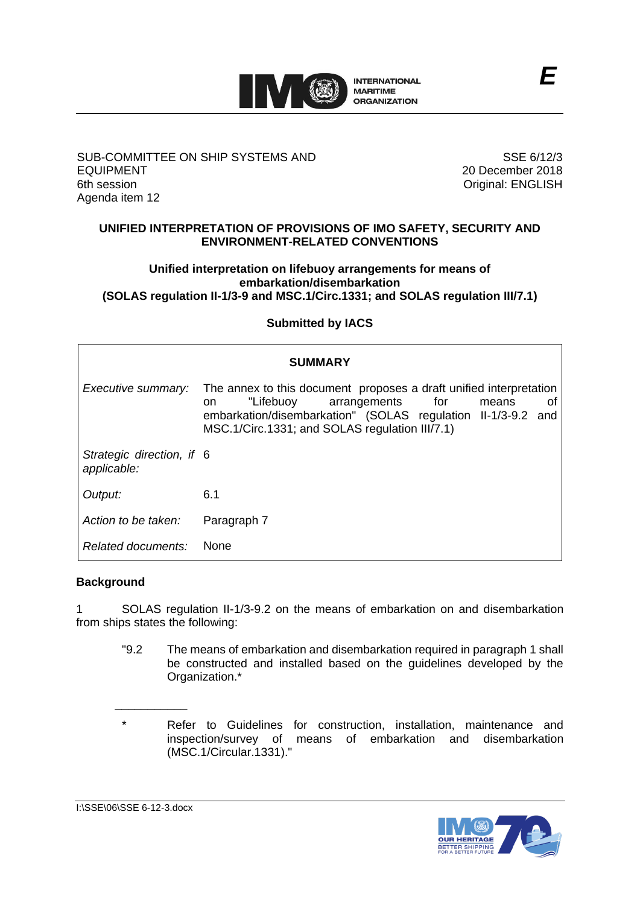E

SUB-COMMITTEE ON SHIP SYSTEMS AND EQUIPMENT
6th session
Agenda item 12

SSE 6/12/3
20 December 2018
Original: ENGLISH

## UNIFIED INTERPRETATION OF PROVISIONS OF IMO SAFETY, SECURITY AND ENVIRONMENT-RELATED CONVENTIONS

### Unified interpretation on lifebuoy arrangements for means of embarkation/disembarkation (SOLAS regulation II-1/3-9 and MSC.1/Circ.1331; and SOLAS regulation III/7.1)

**Submitted by IACS**

| **SUMMARY** | |
|---|---|
| *Executive summary:* | The annex to this document proposes a draft unified interpretation on "Lifebuoy arrangements for means of embarkation/disembarkation" (SOLAS regulation II-1/3-9.2 and MSC.1/Circ.1331; and SOLAS regulation III/7.1) |
| *Strategic direction, if applicable:* | 6 |
| *Output:* | 6.1 |
| *Action to be taken:* | Paragraph 7 |
| *Related documents:* | None |

## Background

1 SOLAS regulation II-1/3-9.2 on the means of embarkation on and disembarkation from ships states the following:

> "9.2 The means of embarkation and disembarkation required in paragraph 1 shall be constructed and installed based on the guidelines developed by the Organization.*
>
> ___________
>
> \* Refer to Guidelines for construction, installation, maintenance and inspection/survey of means of embarkation and disembarkation (MSC.1/Circular.1331)."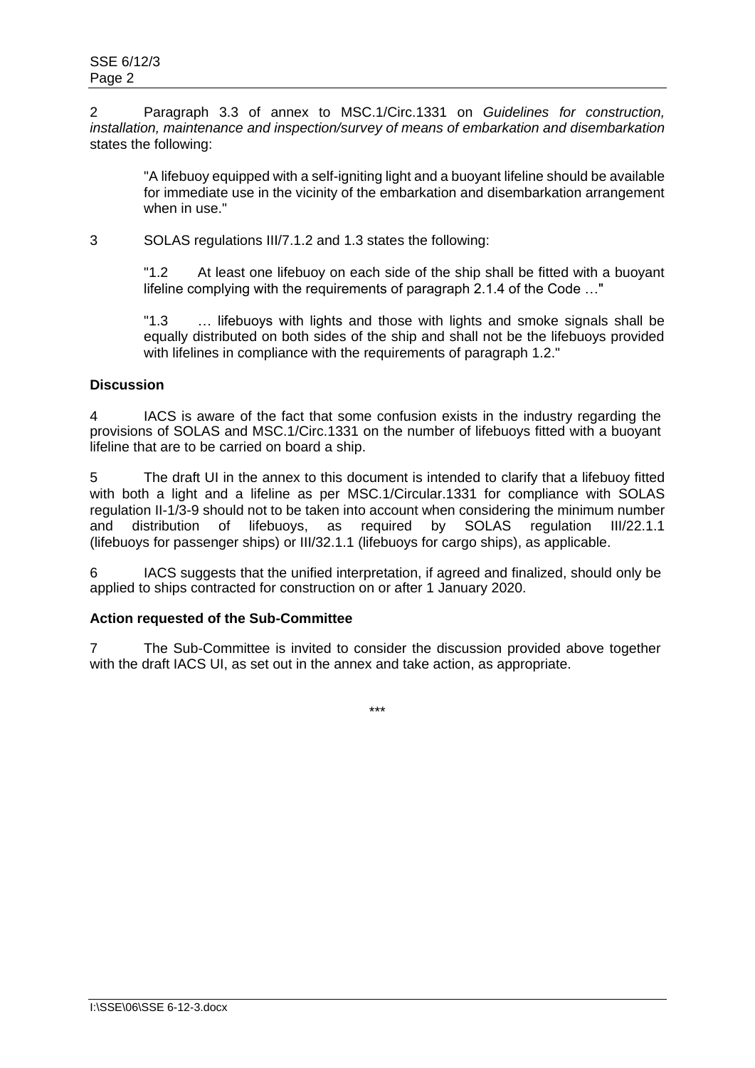2 Paragraph 3.3 of annex to MSC.1/Circ.1331 on *Guidelines for construction, installation, maintenance and inspection/survey of means of embarkation and disembarkation* states the following:

> "A lifebuoy equipped with a self-igniting light and a buoyant lifeline should be available for immediate use in the vicinity of the embarkation and disembarkation arrangement when in use."

3 SOLAS regulations III/7.1.2 and 1.3 states the following:

> "1.2 At least one lifebuoy on each side of the ship shall be fitted with a buoyant lifeline complying with the requirements of paragraph 2.1.4 of the Code …"
>
> "1.3 … lifebuoys with lights and those with lights and smoke signals shall be equally distributed on both sides of the ship and shall not be the lifebuoys provided with lifelines in compliance with the requirements of paragraph 1.2."

**Discussion**

4 IACS is aware of the fact that some confusion exists in the industry regarding the provisions of SOLAS and MSC.1/Circ.1331 on the number of lifebuoys fitted with a buoyant lifeline that are to be carried on board a ship.

5 The draft UI in the annex to this document is intended to clarify that a lifebuoy fitted with both a light and a lifeline as per MSC.1/Circular.1331 for compliance with SOLAS regulation II-1/3-9 should not to be taken into account when considering the minimum number and distribution of lifebuoys, as required by SOLAS regulation III/22.1.1 (lifebuoys for passenger ships) or III/32.1.1 (lifebuoys for cargo ships), as applicable.

6 IACS suggests that the unified interpretation, if agreed and finalized, should only be applied to ships contracted for construction on or after 1 January 2020.

**Action requested of the Sub-Committee**

7 The Sub-Committee is invited to consider the discussion provided above together with the draft IACS UI, as set out in the annex and take action, as appropriate.

\*\*\*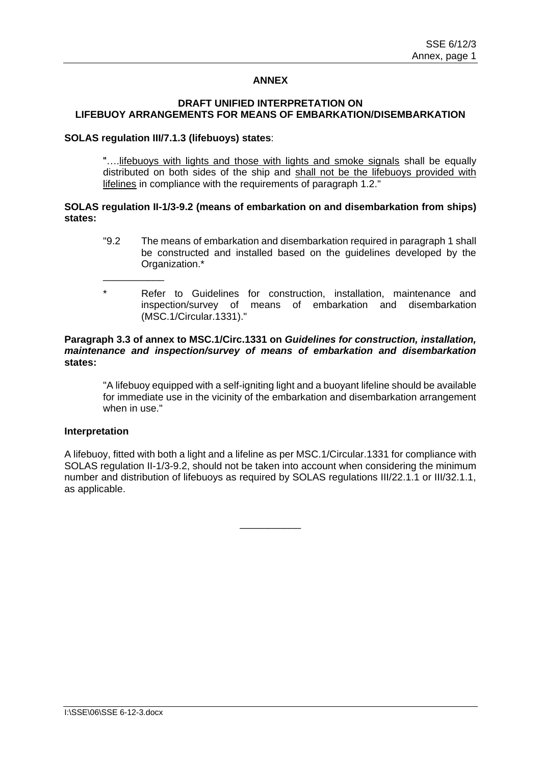# ANNEX

## DRAFT UNIFIED INTERPRETATION ON LIFEBUOY ARRANGEMENTS FOR MEANS OF EMBARKATION/DISEMBARKATION

**SOLAS regulation III/7.1.3 (lifebuoys) states**:

> "….lifebuoys with lights and those with lights and smoke signals shall be equally distributed on both sides of the ship and shall not be the lifebuoys provided with lifelines in compliance with the requirements of paragraph 1.2."

**SOLAS regulation II-1/3-9.2 (means of embarkation on and disembarkation from ships) states:**

> "9.2 The means of embarkation and disembarkation required in paragraph 1 shall be constructed and installed based on the guidelines developed by the Organization.*
>
> ___________
>
> \* Refer to Guidelines for construction, installation, maintenance and inspection/survey of means of embarkation and disembarkation (MSC.1/Circular.1331)."

**Paragraph 3.3 of annex to MSC.1/Circ.1331 on *Guidelines for construction, installation, maintenance and inspection/survey of means of embarkation and disembarkation* states:**

> "A lifebuoy equipped with a self-igniting light and a buoyant lifeline should be available for immediate use in the vicinity of the embarkation and disembarkation arrangement when in use."

**Interpretation**

A lifebuoy, fitted with both a light and a lifeline as per MSC.1/Circular.1331 for compliance with SOLAS regulation II-1/3-9.2, should not be taken into account when considering the minimum number and distribution of lifebuoys as required by SOLAS regulations III/22.1.1 or III/32.1.1, as applicable.

___________